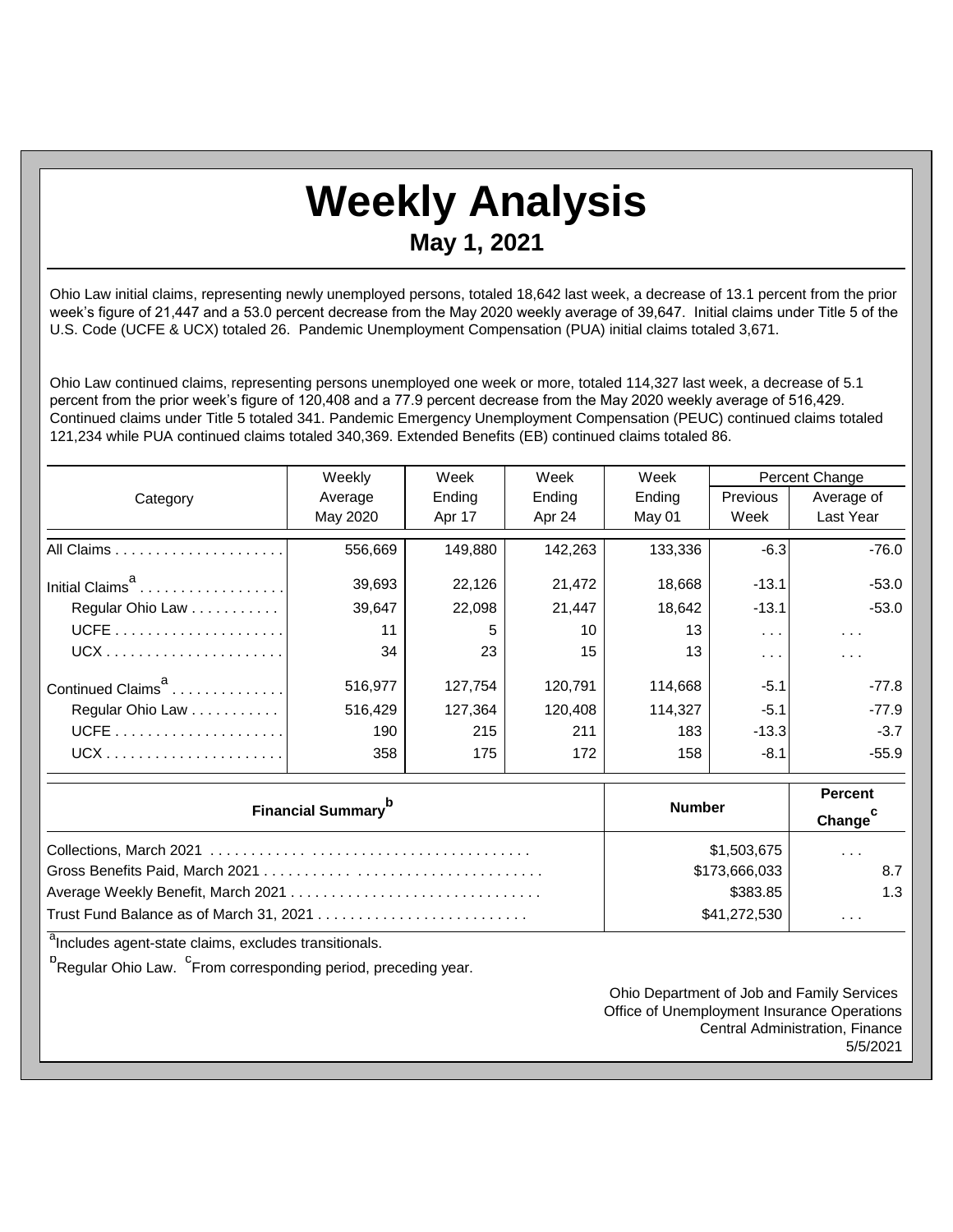# Weekly Analysis

## May 1, 2021

Ohio Law initial claims, representing newly unemployed persons, totaled 18,642 last week, a decrease of 13.1 percent from the prior week's figure of 21,447 and a 53.0 percent decrease from the May 2020 weekly average of 39,647. Initial claims under Title 5 of the U.S. Code (UCFE & UCX) totaled 26. Pandemic Unemployment Compensation (PUA) initial claims totaled 3,671.

Ohio Law continued claims, representing persons unemployed one week or more, totaled 114,327 last week, a decrease of 5.1 percent from the prior week's figure of 120,408 and a 77.9 percent decrease from the May 2020 weekly average of 516,429. Continued claims under Title 5 totaled 341. Pandemic Emergency Unemployment Compensation (PEUC) continued claims totaled 121,234 while PUA continued claims totaled 340,369. Extended Benefits (EB) continued claims totaled 86.

| Category | Weekly Average May 2020 | Week Ending Apr 17 | Week Ending Apr 24 | Week Ending May 01 | Percent Change Previous Week | Percent Change Average of Last Year |
|---|---|---|---|---|---|---|
| All Claims | 556,669 | 149,880 | 142,263 | 133,336 | -6.3 | -76.0 |
| Initial Claims[a] | 39,693 | 22,126 | 21,472 | 18,668 | -13.1 | -53.0 |
| Regular Ohio Law | 39,647 | 22,098 | 21,447 | 18,642 | -13.1 | -53.0 |
| UCFE | 11 | 5 | 10 | 13 | . . . | . . . |
| UCX | 34 | 23 | 15 | 13 | . . . | . . . |
| Continued Claims[a] | 516,977 | 127,754 | 120,791 | 114,668 | -5.1 | -77.8 |
| Regular Ohio Law | 516,429 | 127,364 | 120,408 | 114,327 | -5.1 | -77.9 |
| UCFE | 190 | 215 | 211 | 183 | -13.3 | -3.7 |
| UCX | 358 | 175 | 172 | 158 | -8.1 | -55.9 |

| Financial Summary[b] | Number | Percent Change[c] |
|---|---|---|
| Collections, March 2021 | $1,503,675 | . . . |
| Gross Benefits Paid, March 2021 | $173,666,033 | 8.7 |
| Average Weekly Benefit, March 2021 | $383.85 | 1.3 |
| Trust Fund Balance as of March 31, 2021 | $41,272,530 | . . . |

[a]Includes agent-state claims, excludes transitionals.

[b]Regular Ohio Law. [c]From corresponding period, preceding year.

Ohio Department of Job and Family Services
Office of Unemployment Insurance Operations
Central Administration, Finance
5/5/2021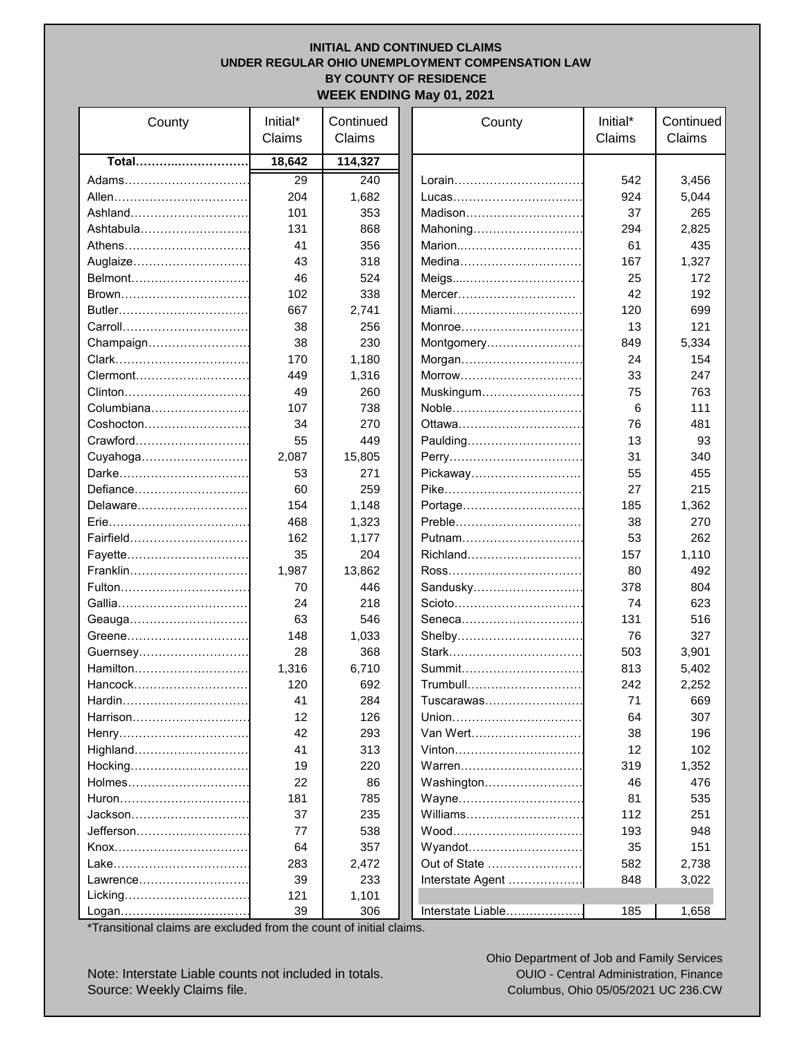**INITIAL AND CONTINUED CLAIMS**
**UNDER REGULAR OHIO UNEMPLOYMENT COMPENSATION LAW**
**BY COUNTY OF RESIDENCE**
**WEEK ENDING May 01, 2021**

| County | Initial* Claims | Continued Claims | County | Initial* Claims | Continued Claims |
|---|---|---|---|---|---|
| **Total** | **18,642** | **114,327** | | | |
| Adams | 29 | 240 | Lorain | 542 | 3,456 |
| Allen | 204 | 1,682 | Lucas | 924 | 5,044 |
| Ashland | 101 | 353 | Madison | 37 | 265 |
| Ashtabula | 131 | 868 | Mahoning | 294 | 2,825 |
| Athens | 41 | 356 | Marion | 61 | 435 |
| Auglaize | 43 | 318 | Medina | 167 | 1,327 |
| Belmont | 46 | 524 | Meigs | 25 | 172 |
| Brown | 102 | 338 | Mercer | 42 | 192 |
| Butler | 667 | 2,741 | Miami | 120 | 699 |
| Carroll | 38 | 256 | Monroe | 13 | 121 |
| Champaign | 38 | 230 | Montgomery | 849 | 5,334 |
| Clark | 170 | 1,180 | Morgan | 24 | 154 |
| Clermont | 449 | 1,316 | Morrow | 33 | 247 |
| Clinton | 49 | 260 | Muskingum | 75 | 763 |
| Columbiana | 107 | 738 | Noble | 6 | 111 |
| Coshocton | 34 | 270 | Ottawa | 76 | 481 |
| Crawford | 55 | 449 | Paulding | 13 | 93 |
| Cuyahoga | 2,087 | 15,805 | Perry | 31 | 340 |
| Darke | 53 | 271 | Pickaway | 55 | 455 |
| Defiance | 60 | 259 | Pike | 27 | 215 |
| Delaware | 154 | 1,148 | Portage | 185 | 1,362 |
| Erie | 468 | 1,323 | Preble | 38 | 270 |
| Fairfield | 162 | 1,177 | Putnam | 53 | 262 |
| Fayette | 35 | 204 | Richland | 157 | 1,110 |
| Franklin | 1,987 | 13,862 | Ross | 80 | 492 |
| Fulton | 70 | 446 | Sandusky | 378 | 804 |
| Gallia | 24 | 218 | Scioto | 74 | 623 |
| Geauga | 63 | 546 | Seneca | 131 | 516 |
| Greene | 148 | 1,033 | Shelby | 76 | 327 |
| Guernsey | 28 | 368 | Stark | 503 | 3,901 |
| Hamilton | 1,316 | 6,710 | Summit | 813 | 5,402 |
| Hancock | 120 | 692 | Trumbull | 242 | 2,252 |
| Hardin | 41 | 284 | Tuscarawas | 71 | 669 |
| Harrison | 12 | 126 | Union | 64 | 307 |
| Henry | 42 | 293 | Van Wert | 38 | 196 |
| Highland | 41 | 313 | Vinton | 12 | 102 |
| Hocking | 19 | 220 | Warren | 319 | 1,352 |
| Holmes | 22 | 86 | Washington | 46 | 476 |
| Huron | 181 | 785 | Wayne | 81 | 535 |
| Jackson | 37 | 235 | Williams | 112 | 251 |
| Jefferson | 77 | 538 | Wood | 193 | 948 |
| Knox | 64 | 357 | Wyandot | 35 | 151 |
| Lake | 283 | 2,472 | Out of State | 582 | 2,738 |
| Lawrence | 39 | 233 | Interstate Agent | 848 | 3,022 |
| Licking | 121 | 1,101 | | | |
| Logan | 39 | 306 | Interstate Liable | 185 | 1,658 |

*Transitional claims are excluded from the count of initial claims.

Note: Interstate Liable counts not included in totals.
Source: Weekly Claims file.

Ohio Department of Job and Family Services
OUIO - Central Administration, Finance
Columbus, Ohio 05/05/2021 UC 236.CW